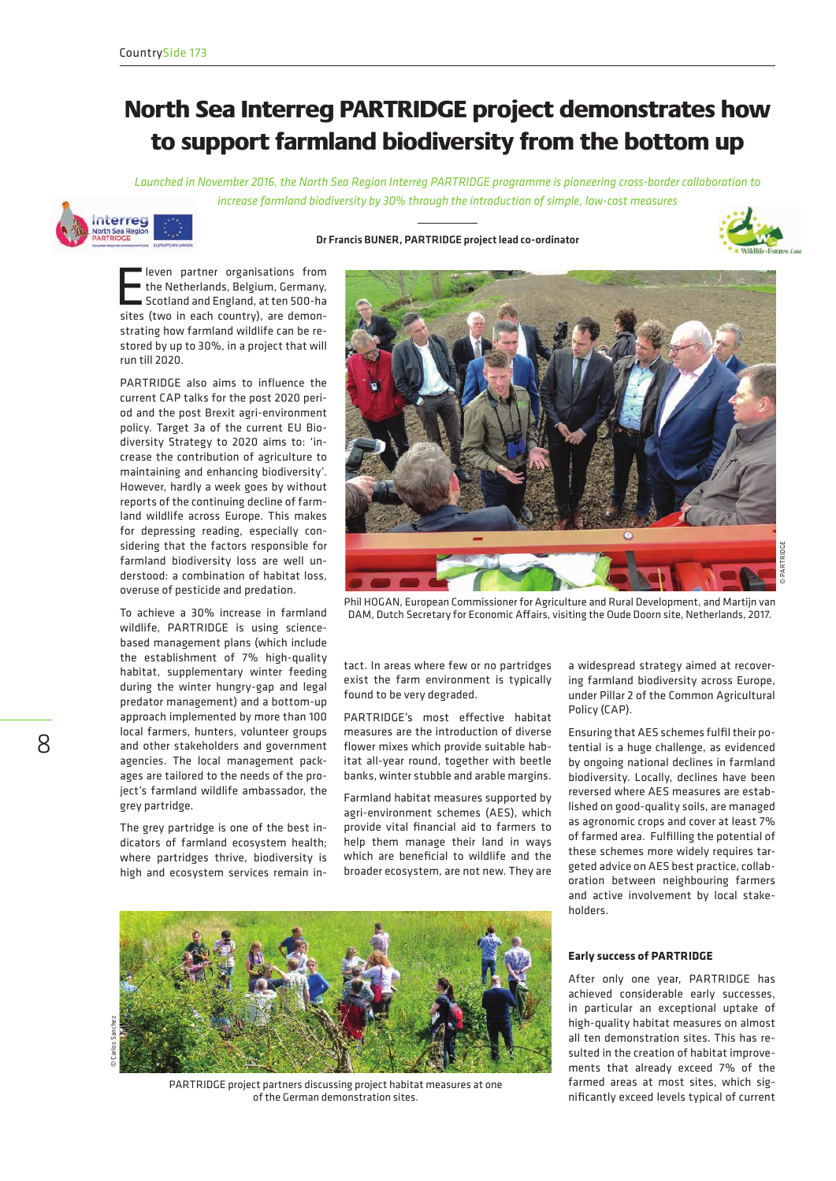# North Sea Interreg PARTRIDGE project demonstrates how to support farmland biodiversity from the bottom up

*Launched in November 2016, the North Sea Region Interreg PARTRIDGE programme is pioneering cross-border collaboration to increase farmland biodiversity by 30% through the introduction of simple, low-cost measures*

**Dr Francis BUNER, PARTRIDGE project lead co-ordinator**

Eleven partner organisations from the Netherlands, Belgium, Germany, Scotland and England, at ten 500-ha sites (two in each country), are demonstrating how farmland wildlife can be restored by up to 30%, in a project that will run till 2020.

PARTRIDGE also aims to influence the current CAP talks for the post 2020 period and the post Brexit agri-environment policy. Target 3a of the current EU Biodiversity Strategy to 2020 aims to: 'increase the contribution of agriculture to maintaining and enhancing biodiversity'. However, hardly a week goes by without reports of the continuing decline of farmland wildlife across Europe. This makes for depressing reading, especially considering that the factors responsible for farmland biodiversity loss are well understood: a combination of habitat loss, overuse of pesticide and predation.

To achieve a 30% increase in farmland wildlife, PARTRIDGE is using science-based management plans (which include the establishment of 7% high-quality habitat, supplementary winter feeding during the winter hungry-gap and legal predator management) and a bottom-up approach implemented by more than 100 local farmers, hunters, volunteer groups and other stakeholders and government agencies. The local management packages are tailored to the needs of the project's farmland wildlife ambassador, the grey partridge.

The grey partridge is one of the best indicators of farmland ecosystem health; where partridges thrive, biodiversity is high and ecosystem services remain intact. In areas where few or no partridges exist the farm environment is typically found to be very degraded.

Phil HOGAN, European Commissioner for Agriculture and Rural Development, and Martijn van DAM, Dutch Secretary for Economic Affairs, visiting the Oude Doorn site, Netherlands, 2017.

PARTRIDGE's most effective habitat measures are the introduction of diverse flower mixes which provide suitable habitat all-year round, together with beetle banks, winter stubble and arable margins.

Farmland habitat measures supported by agri-environment schemes (AES), which provide vital financial aid to farmers to help them manage their land in ways which are beneficial to wildlife and the broader ecosystem, are not new. They are a widespread strategy aimed at recovering farmland biodiversity across Europe, under Pillar 2 of the Common Agricultural Policy (CAP).

Ensuring that AES schemes fulfil their potential is a huge challenge, as evidenced by ongoing national declines in farmland biodiversity. Locally, declines have been reversed where AES measures are established on good-quality soils, are managed as agronomic crops and cover at least 7% of farmed area. Fulfilling the potential of these schemes more widely requires targeted advice on AES best practice, collaboration between neighbouring farmers and active involvement by local stakeholders.

PARTRIDGE project partners discussing project habitat measures at one of the German demonstration sites.

### Early success of PARTRIDGE

After only one year, PARTRIDGE has achieved considerable early successes, in particular an exceptional uptake of high-quality habitat measures on almost all ten demonstration sites. This has resulted in the creation of habitat improvements that already exceed 7% of the farmed areas at most sites, which significantly exceed levels typical of current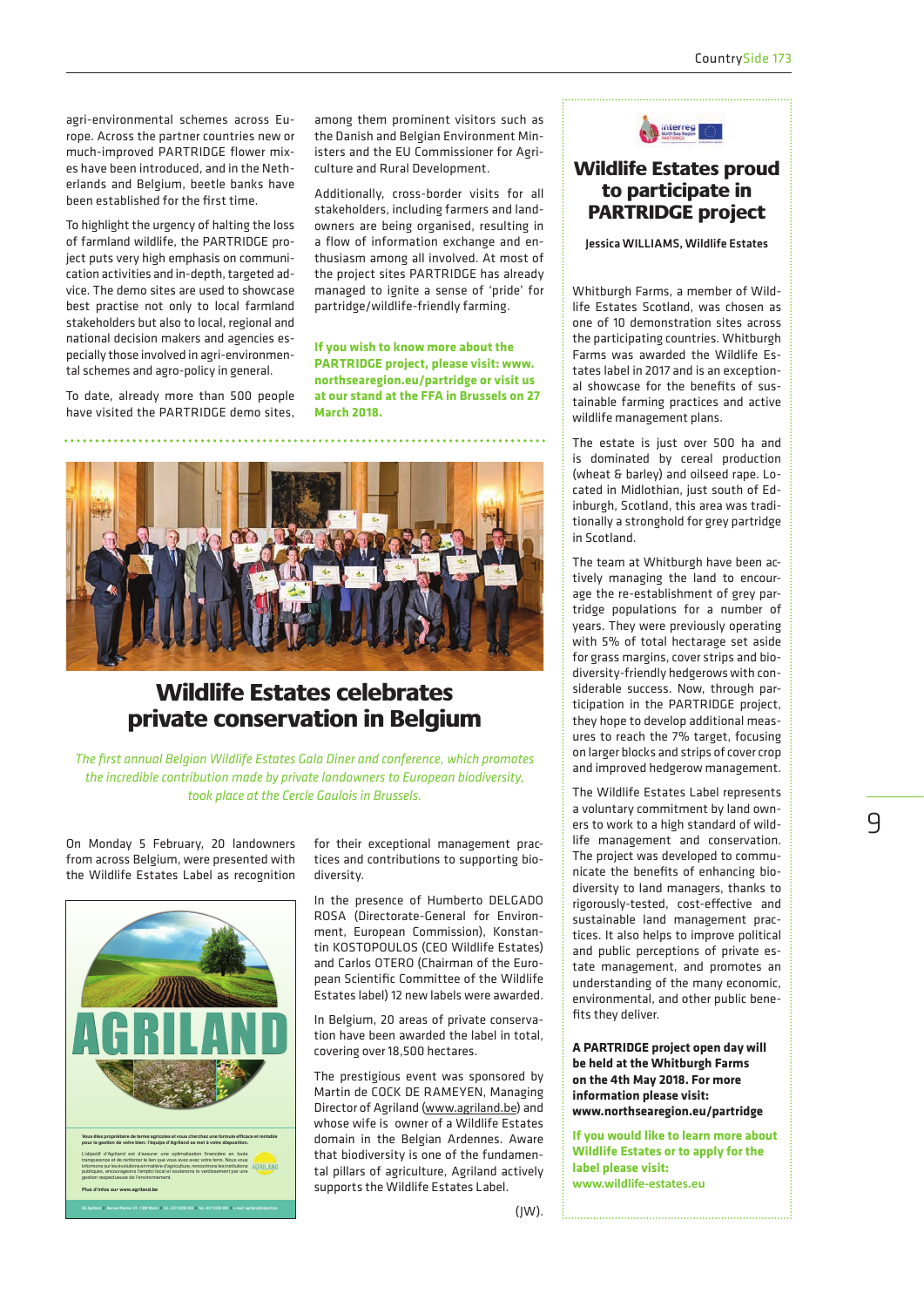agri-environmental schemes across Europe. Across the partner countries new or much-improved PARTRIDGE flower mixes have been introduced, and in the Netherlands and Belgium, beetle banks have been established for the first time.

To highlight the urgency of halting the loss of farmland wildlife, the PARTRIDGE project puts very high emphasis on communication activities and in-depth, targeted advice. The demo sites are used to showcase best practise not only to local farmland stakeholders but also to local, regional and national decision makers and agencies especially those involved in agri-environmental schemes and agro-policy in general.

To date, already more than 500 people have visited the PARTRIDGE demo sites, among them prominent visitors such as the Danish and Belgian Environment Ministers and the EU Commissioner for Agriculture and Rural Development.

Additionally, cross-border visits for all stakeholders, including farmers and landowners are being organised, resulting in a flow of information exchange and enthusiasm among all involved. At most of the project sites PARTRIDGE has already managed to ignite a sense of 'pride' for partridge/wildlife-friendly farming.

**If you wish to know more about the PARTRIDGE project, please visit: www.northsearegion.eu/partridge or visit us at our stand at the FFA in Brussels on 27 March 2018.**

## Wildlife Estates celebrates private conservation in Belgium

*The first annual Belgian Wildlife Estates Gala Diner and conference, which promotes the incredible contribution made by private landowners to European biodiversity, took place at the Cercle Gaulois in Brussels.*

On Monday 5 February, 20 landowners from across Belgium, were presented with the Wildlife Estates Label as recognition for their exceptional management practices and contributions to supporting biodiversity.

In the presence of Humberto DELGADO ROSA (Directorate-General for Environment, European Commission), Konstantin KOSTOPOULOS (CEO Wildlife Estates) and Carlos OTERO (Chairman of the European Scientific Committee of the Wildlife Estates label) 12 new labels were awarded.

In Belgium, 20 areas of private conservation have been awarded the label in total, covering over 18,500 hectares.

The prestigious event was sponsored by Martin de COCK DE RAMEYEN, Managing Director of Agriland (www.agriland.be) and whose wife is owner of a Wildlife Estates domain in the Belgian Ardennes. Aware that biodiversity is one of the fundamental pillars of agriculture, Agriland actively supports the Wildlife Estates Label.

(JW).

AGRILAND

**Vous êtes propriétaire de terres agricoles et vous cherchez une formule efficace et rentable pour la gestion de votre bien: l'équipe d'Agriland se met à votre disposition.**

L'objectif d'Agriland est d'assurer une optimalisation financière en toute transparence et de renforcer le lien que vous avez avec votre terre. Nous vous informons sur les évolutions en matière d'agriculture, rencontrons les institutions publiques, encourageons l'emploi local et soutenons le verdissement par une gestion respectueuse de l'environnement.

**Plus d'infos sur www.agriland.be**

## Wildlife Estates proud to participate in PARTRIDGE project

**Jessica WILLIAMS, Wildlife Estates**

Whitburgh Farms, a member of Wildlife Estates Scotland, was chosen as one of 10 demonstration sites across the participating countries. Whitburgh Farms was awarded the Wildlife Estates label in 2017 and is an exceptional showcase for the benefits of sustainable farming practices and active wildlife management plans.

The estate is just over 500 ha and is dominated by cereal production (wheat & barley) and oilseed rape. Located in Midlothian, just south of Edinburgh, Scotland, this area was traditionally a stronghold for grey partridge in Scotland.

The team at Whitburgh have been actively managing the land to encourage the re-establishment of grey partridge populations for a number of years. They were previously operating with 5% of total hectarage set aside for grass margins, cover strips and biodiversity-friendly hedgerows with considerable success. Now, through participation in the PARTRIDGE project, they hope to develop additional measures to reach the 7% target, focusing on larger blocks and strips of cover crop and improved hedgerow management.

The Wildlife Estates Label represents a voluntary commitment by land owners to work to a high standard of wildlife management and conservation. The project was developed to communicate the benefits of enhancing biodiversity to land managers, thanks to rigorously-tested, cost-effective and sustainable land management practices. It also helps to improve political and public perceptions of private estate management, and promotes an understanding of the many economic, environmental, and other public benefits they deliver.

**A PARTRIDGE project open day will be held at the Whitburgh Farms on the 4th May 2018. For more information please visit: www.northsearegion.eu/partridge**

**If you would like to learn more about Wildlife Estates or to apply for the label please visit: www.wildlife-estates.eu**